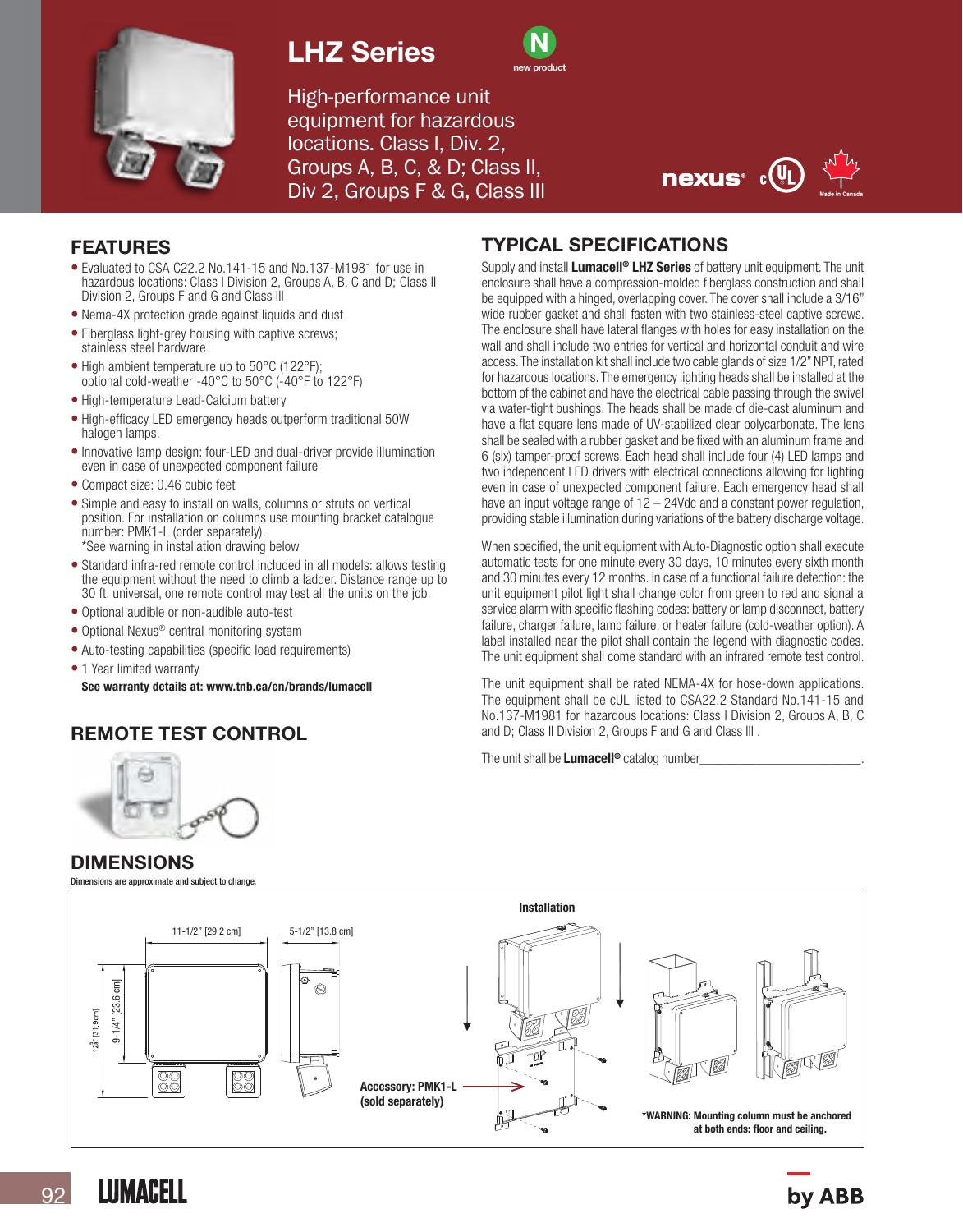# LHZ Series

new product

High-performance unit equipment for hazardous locations. Class I, Div. 2, Groups A, B, C, & D; Class II, Div 2, Groups F & G, Class III

## FEATURES

- Evaluated to CSA C22.2 No.141-15 and No.137-M1981 for use in hazardous locations: Class I Division 2, Groups A, B, C and D; Class II Division 2, Groups F and G and Class III
- Nema-4X protection grade against liquids and dust
- Fiberglass light-grey housing with captive screws; stainless steel hardware
- High ambient temperature up to 50°C (122°F); optional cold-weather -40°C to 50°C (-40°F to 122°F)
- High-temperature Lead-Calcium battery
- High-efficacy LED emergency heads outperform traditional 50W halogen lamps.
- Innovative lamp design: four-LED and dual-driver provide illumination even in case of unexpected component failure
- Compact size: 0.46 cubic feet
- Simple and easy to install on walls, columns or struts on vertical position. For installation on columns use mounting bracket catalogue number: PMK1-L (order separately).
  *See warning in installation drawing below
- Standard infra-red remote control included in all models: allows testing the equipment without the need to climb a ladder. Distance range up to 30 ft. universal, one remote control may test all the units on the job.
- Optional audible or non-audible auto-test
- Optional Nexus® central monitoring system
- Auto-testing capabilities (specific load requirements)
- 1 Year limited warranty

**See warranty details at: www.tnb.ca/en/brands/lumacell**

## REMOTE TEST CONTROL

## TYPICAL SPECIFICATIONS

Supply and install **Lumacell® LHZ Series** of battery unit equipment. The unit enclosure shall have a compression-molded fiberglass construction and shall be equipped with a hinged, overlapping cover. The cover shall include a 3/16" wide rubber gasket and shall fasten with two stainless-steel captive screws. The enclosure shall have lateral flanges with holes for easy installation on the wall and shall include two entries for vertical and horizontal conduit and wire access. The installation kit shall include two cable glands of size 1/2" NPT, rated for hazardous locations. The emergency lighting heads shall be installed at the bottom of the cabinet and have the electrical cable passing through the swivel via water-tight bushings. The heads shall be made of die-cast aluminum and have a flat square lens made of UV-stabilized clear polycarbonate. The lens shall be sealed with a rubber gasket and be fixed with an aluminum frame and 6 (six) tamper-proof screws. Each head shall include four (4) LED lamps and two independent LED drivers with electrical connections allowing for lighting even in case of unexpected component failure. Each emergency head shall have an input voltage range of 12 – 24Vdc and a constant power regulation, providing stable illumination during variations of the battery discharge voltage.

When specified, the unit equipment with Auto-Diagnostic option shall execute automatic tests for one minute every 30 days, 10 minutes every sixth month and 30 minutes every 12 months. In case of a functional failure detection: the unit equipment pilot light shall change color from green to red and signal a service alarm with specific flashing codes: battery or lamp disconnect, battery failure, charger failure, lamp failure, or heater failure (cold-weather option). A label installed near the pilot shall contain the legend with diagnostic codes. The unit equipment shall come standard with an infrared remote test control.

The unit equipment shall be rated NEMA-4X for hose-down applications. The equipment shall be cUL listed to CSA22.2 Standard No.141-15 and No.137-M1981 for hazardous locations: Class I Division 2, Groups A, B, C and D; Class II Division 2, Groups F and G and Class III .

The unit shall be **Lumacell®** catalog number________________________.

## DIMENSIONS

Dimensions are approximate and subject to change.

11-1/2" [29.2 cm]   5-1/2" [13.8 cm]   9-1/4" [23.6 cm]   12-1/2" [31.9cm]

Installation

Accessory: PMK1-L (sold separately)

*WARNING: Mounting column must be anchored at both ends: floor and ceiling.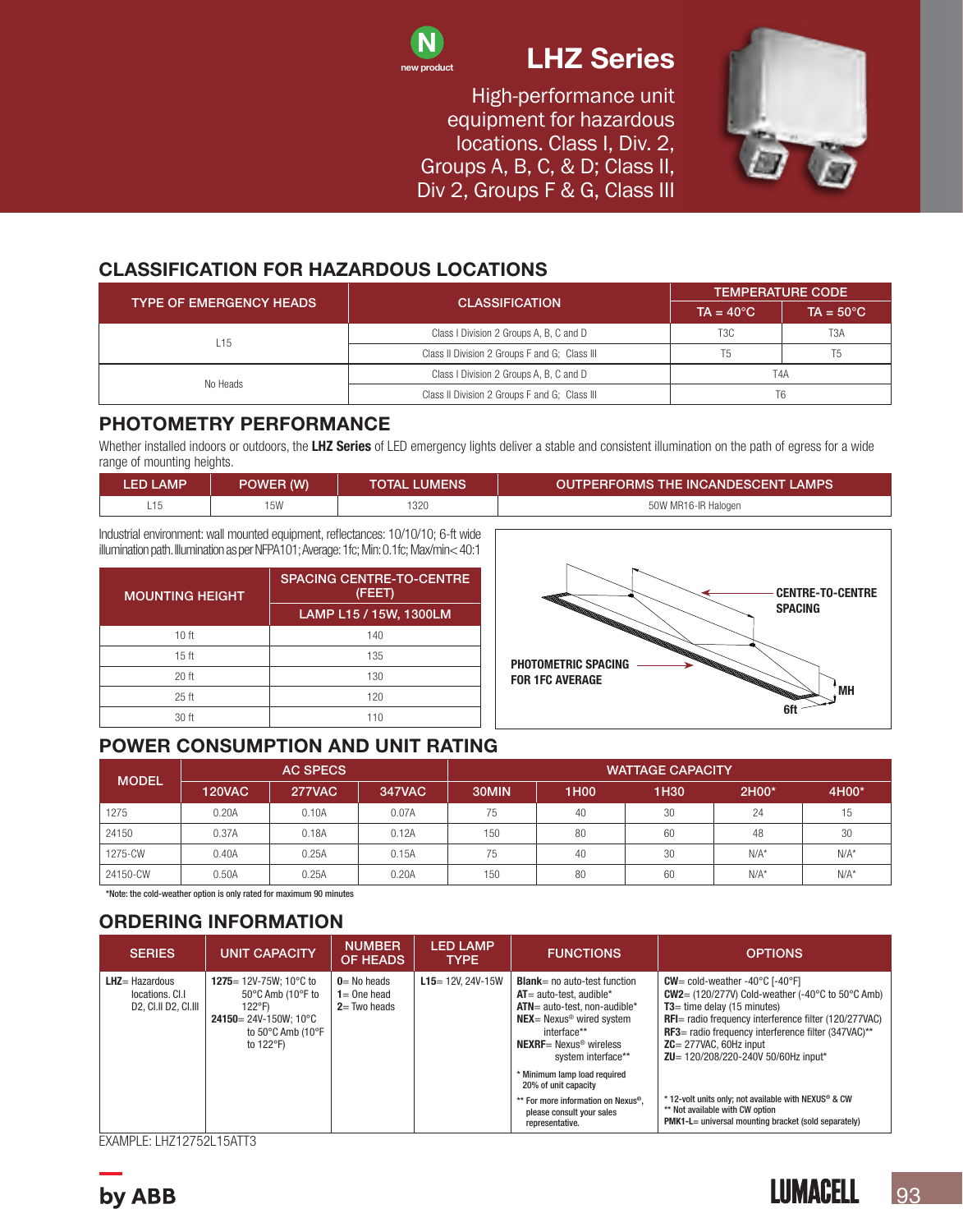new product

# LHZ Series

High-performance unit equipment for hazardous locations. Class I, Div. 2, Groups A, B, C, & D; Class II, Div 2, Groups F & G, Class III

## CLASSIFICATION FOR HAZARDOUS LOCATIONS

| TYPE OF EMERGENCY HEADS | CLASSIFICATION | TEMPERATURE CODE | |
|---|---|---|---|
| | | TA = 40°C | TA = 50°C |
| L15 | Class I Division 2 Groups A, B, C and D | T3C | T3A |
| | Class II Division 2 Groups F and G; Class III | T5 | T5 |
| No Heads | Class I Division 2 Groups A, B, C and D | T4A | |
| | Class II Division 2 Groups F and G; Class III | T6 | |

## PHOTOMETRY PERFORMANCE

Whether installed indoors or outdoors, the **LHZ Series** of LED emergency lights deliver a stable and consistent illumination on the path of egress for a wide range of mounting heights.

| LED LAMP | POWER (W) | TOTAL LUMENS | OUTPERFORMS THE INCANDESCENT LAMPS |
|---|---|---|---|
| L15 | 15W | 1320 | 50W MR16-IR Halogen |

Industrial environment: wall mounted equipment, reflectances: 10/10/10; 6-ft wide illumination path. Illumination as per NFPA101; Average: 1fc; Min: 0.1fc; Max/min< 40:1

| MOUNTING HEIGHT | SPACING CENTRE-TO-CENTRE (FEET) |
|---|---|
| | LAMP L15 / 15W, 1300LM |
| 10 ft | 140 |
| 15 ft | 135 |
| 20 ft | 130 |
| 25 ft | 120 |
| 30 ft | 110 |

CENTRE-TO-CENTRE SPACING

PHOTOMETRIC SPACING FOR 1FC AVERAGE

MH

6ft

## POWER CONSUMPTION AND UNIT RATING

| MODEL | AC SPECS | | | WATTAGE CAPACITY | | | | |
|---|---|---|---|---|---|---|---|---|
| | 120VAC | 277VAC | 347VAC | 30MIN | 1H00 | 1H30 | 2H00* | 4H00* |
| 1275 | 0.20A | 0.10A | 0.07A | 75 | 40 | 30 | 24 | 15 |
| 24150 | 0.37A | 0.18A | 0.12A | 150 | 80 | 60 | 48 | 30 |
| 1275-CW | 0.40A | 0.25A | 0.15A | 75 | 40 | 30 | N/A* | N/A* |
| 24150-CW | 0.50A | 0.25A | 0.20A | 150 | 80 | 60 | N/A* | N/A* |

*Note: the cold-weather option is only rated for maximum 90 minutes

## ORDERING INFORMATION

| SERIES | UNIT CAPACITY | NUMBER OF HEADS | LED LAMP TYPE | FUNCTIONS | OPTIONS |
|---|---|---|---|---|---|
| **LHZ**= Hazardous locations. Cl.I D2, Cl.II D2, Cl.III | **1275**= 12V-75W; 10°C to 50°C Amb (10°F to 122°F)<br>**24150**= 24V-150W; 10°C to 50°C Amb (10°F to 122°F) | **0**= No heads<br>**1**= One head<br>**2**= Two heads | **L15**= 12V, 24V-15W | **Blank**= no auto-test function<br>**AT**= auto-test, audible*<br>**ATN**= auto-test, non-audible*<br>**NEX**= Nexus® wired system interface**<br>**NEXRF**= Nexus® wireless system interface**<br><br>* Minimum lamp load required 20% of unit capacity<br><br>** For more information on Nexus®, please consult your sales representative. | **CW**= cold-weather -40°C [-40°F]<br>**CW2**= (120/277V) Cold-weather (-40°C to 50°C Amb)<br>**T3**= time delay (15 minutes)<br>**RFI**= radio frequency interference filter (120/277VAC)<br>**RF3**= radio frequency interference filter (347VAC)**<br>**ZC**= 277VAC, 60Hz input<br>**ZU**= 120/208/220-240V 50/60Hz input*<br><br>* 12-volt units only; not available with NEXUS® & CW<br>** Not available with CW option<br>**PMK1-L**= universal mounting bracket (sold separately) |

EXAMPLE: LHZ12752L15ATT3

by ABB

LUMACELL